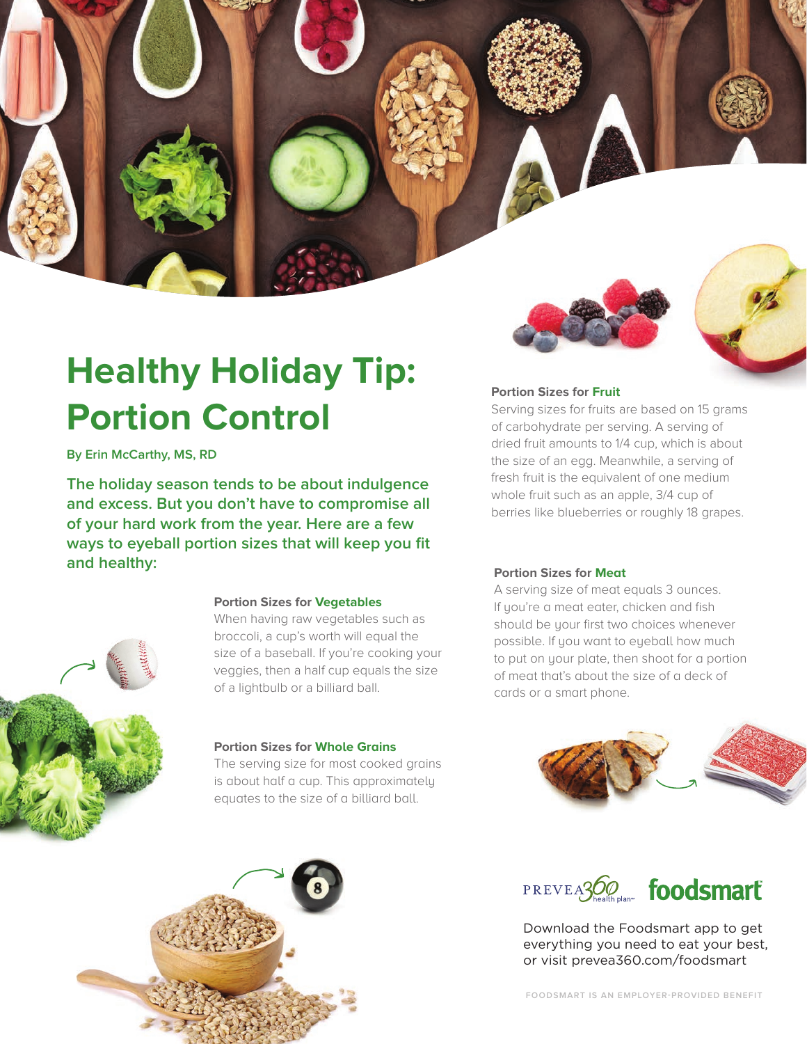# Healthy Holiday Tip: Portion Control

**By Erin McCarthy, MS, RD**

**The holiday season tends to be about indulgence and excess. But you don't have to compromise all of your hard work from the year. Here are a few ways to eyeball portion sizes that will keep you fit and healthy:**

### Portion Sizes for Vegetables

When having raw vegetables such as broccoli, a cup's worth will equal the size of a baseball. If you're cooking your veggies, then a half cup equals the size of a lightbulb or a billiard ball.

### Portion Sizes for Whole Grains

The serving size for most cooked grains is about half a cup. This approximately equates to the size of a billiard ball.

### Portion Sizes for Fruit

Serving sizes for fruits are based on 15 grams of carbohydrate per serving. A serving of dried fruit amounts to 1/4 cup, which is about the size of an egg. Meanwhile, a serving of fresh fruit is the equivalent of one medium whole fruit such as an apple, 3/4 cup of berries like blueberries or roughly 18 grapes.

### Portion Sizes for Meat

A serving size of meat equals 3 ounces. If you're a meat eater, chicken and fish should be your first two choices whenever possible. If you want to eyeball how much to put on your plate, then shoot for a portion of meat that's about the size of a deck of cards or a smart phone.

PREVEA360 health plan foodsmart

Download the Foodsmart app to get everything you need to eat your best, or visit prevea360.com/foodsmart

FOODSMART IS AN EMPLOYER-PROVIDED BENEFIT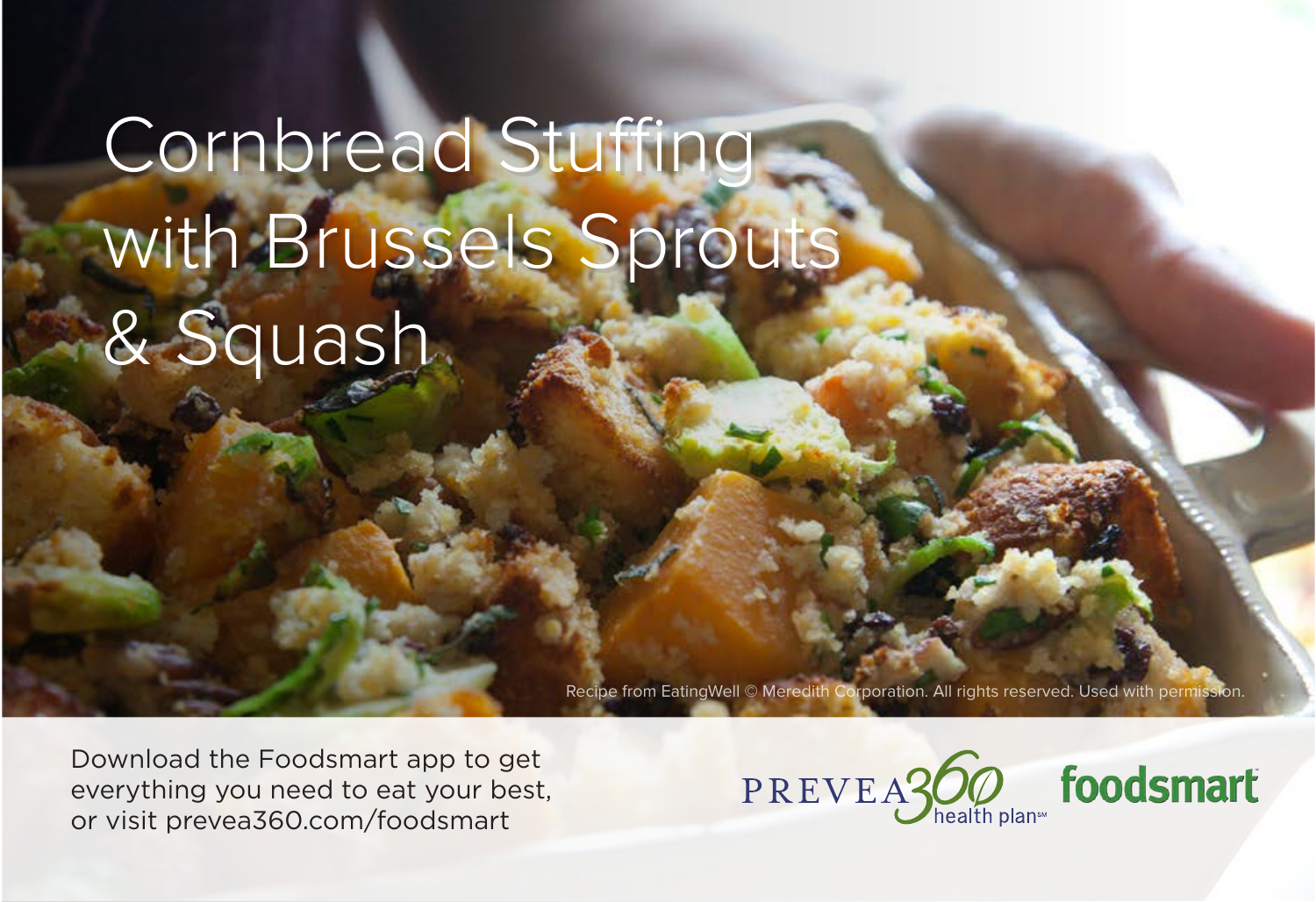# Cornbread Stuffing with Brussels Sprouts & Squash

Recipe from EatingWell © Meredith Corporation. All rights reserved. Used with permission.

Download the Foodsmart app to get everything you need to eat your best, or visit prevea360.com/foodsmart

PREVEA360 health plan℠ foodsmart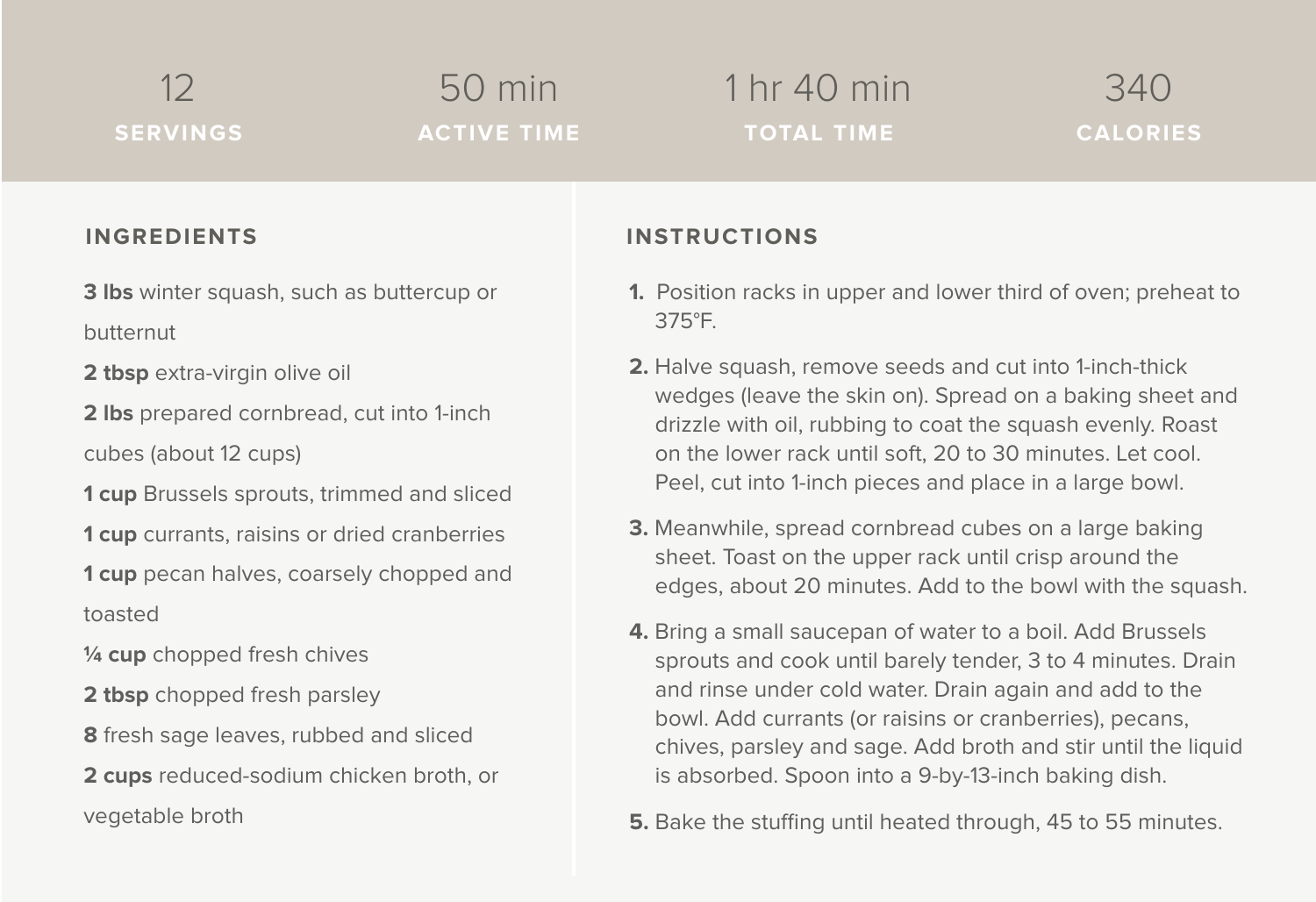12
**SERVINGS**

50 min
**ACTIVE TIME**

1 hr 40 min
**TOTAL TIME**

340
**CALORIES**

## INGREDIENTS

**3 lbs** winter squash, such as buttercup or butternut

**2 tbsp** extra-virgin olive oil

**2 lbs** prepared cornbread, cut into 1-inch cubes (about 12 cups)

**1 cup** Brussels sprouts, trimmed and sliced

**1 cup** currants, raisins or dried cranberries

**1 cup** pecan halves, coarsely chopped and toasted

**¼ cup** chopped fresh chives

**2 tbsp** chopped fresh parsley

**8** fresh sage leaves, rubbed and sliced

**2 cups** reduced-sodium chicken broth, or vegetable broth

## INSTRUCTIONS

1. Position racks in upper and lower third of oven; preheat to 375°F.
2. Halve squash, remove seeds and cut into 1-inch-thick wedges (leave the skin on). Spread on a baking sheet and drizzle with oil, rubbing to coat the squash evenly. Roast on the lower rack until soft, 20 to 30 minutes. Let cool. Peel, cut into 1-inch pieces and place in a large bowl.
3. Meanwhile, spread cornbread cubes on a large baking sheet. Toast on the upper rack until crisp around the edges, about 20 minutes. Add to the bowl with the squash.
4. Bring a small saucepan of water to a boil. Add Brussels sprouts and cook until barely tender, 3 to 4 minutes. Drain and rinse under cold water. Drain again and add to the bowl. Add currants (or raisins or cranberries), pecans, chives, parsley and sage. Add broth and stir until the liquid is absorbed. Spoon into a 9-by-13-inch baking dish.
5. Bake the stuffing until heated through, 45 to 55 minutes.